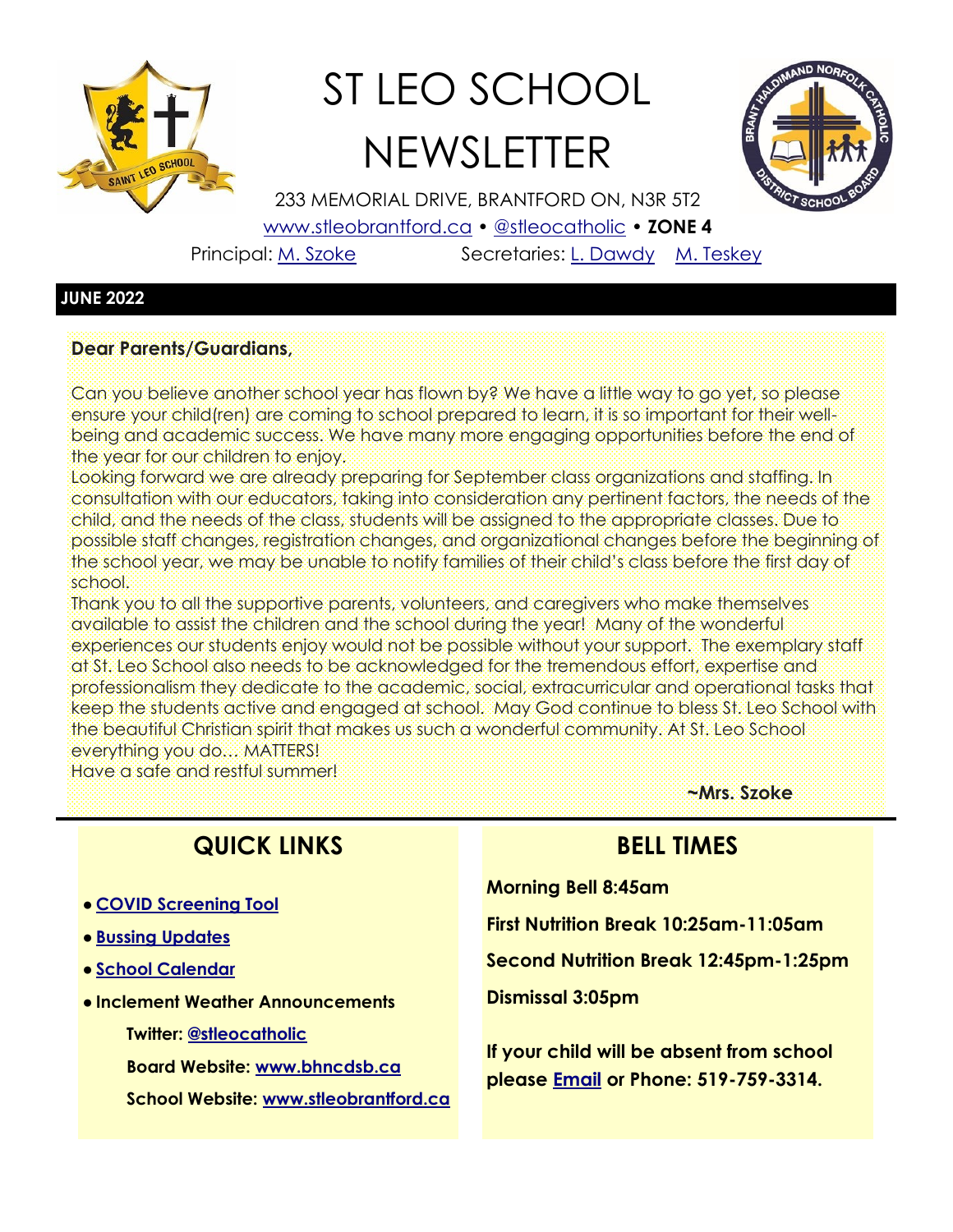# ST LEO SCHOOL NEWSLETTER

233 MEMORIAL DRIVE, BRANTFORD ON, N3R 5T2

[www.stleobrantford.ca](http://www.stleobrantford.ca) • @stleocatholic • **ZONE 4**

Principal: M. Szoke Secretaries: L. Dawdy M. Teskey

**JUNE 2022**

**Dear Parents/Guardians,**

Can you believe another school year has flown by? We have a little way to go yet, so please ensure your child(ren) are coming to school prepared to learn, it is so important for their well-being and academic success. We have many more engaging opportunities before the end of the year for our children to enjoy.

Looking forward we are already preparing for September class organizations and staffing. In consultation with our educators, taking into consideration any pertinent factors, the needs of the child, and the needs of the class, students will be assigned to the appropriate classes. Due to possible staff changes, registration changes, and organizational changes before the beginning of the school year, we may be unable to notify families of their child's class before the first day of school.

Thank you to all the supportive parents, volunteers, and caregivers who make themselves available to assist the children and the school during the year! Many of the wonderful experiences our students enjoy would not be possible without your support. The exemplary staff at St. Leo School also needs to be acknowledged for the tremendous effort, expertise and professionalism they dedicate to the academic, social, extracurricular and operational tasks that keep the students active and engaged at school. May God continue to bless St. Leo School with the beautiful Christian spirit that makes us such a wonderful community. At St. Leo School everything you do… MATTERS!

Have a safe and restful summer!

**~Mrs. Szoke**

## QUICK LINKS

- **COVID Screening Tool**
- **Bussing Updates**
- **School Calendar**
- **Inclement Weather Announcements**
  - **Twitter: @stleocatholic**
  - **Board Website: www.bhncdsb.ca**
  - **School Website: www.stleobrantford.ca**

## BELL TIMES

**Morning Bell 8:45am**

**First Nutrition Break 10:25am-11:05am**

**Second Nutrition Break 12:45pm-1:25pm**

**Dismissal 3:05pm**

**If your child will be absent from school please Email or Phone: 519-759-3314.**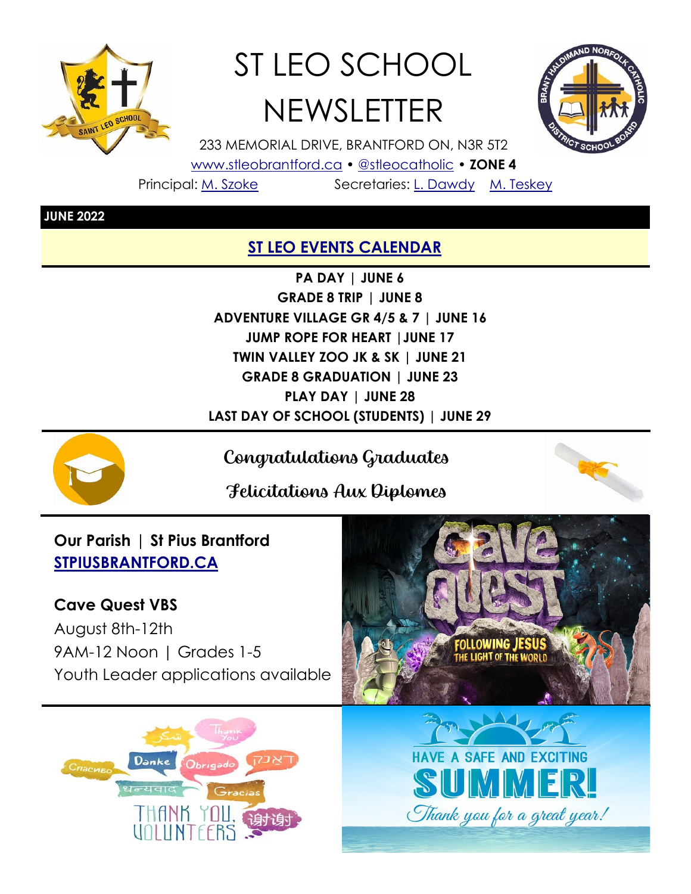# ST LEO SCHOOL NEWSLETTER

233 MEMORIAL DRIVE, BRANTFORD ON, N3R 5T2

www.stleobrantford.ca • @stleocatholic • **ZONE 4**

Principal: M. Szoke Secretaries: L. Dawdy M. Teskey

**JUNE 2022**

## ST LEO EVENTS CALENDAR

**PA DAY | JUNE 6**
**GRADE 8 TRIP | JUNE 8**
**ADVENTURE VILLAGE GR 4/5 & 7 | JUNE 16**
**JUMP ROPE FOR HEART | JUNE 17**
**TWIN VALLEY ZOO JK & SK | JUNE 21**
**GRADE 8 GRADUATION | JUNE 23**
**PLAY DAY | JUNE 28**
**LAST DAY OF SCHOOL (STUDENTS) | JUNE 29**

Congratulations Graduates

Felicitations Aux Diplomes

**Our Parish | St Pius Brantford**
**STPIUSBRANTFORD.CA**

**Cave Quest VBS**
August 8th-12th
9AM-12 Noon | Grades 1-5
Youth Leader applications available

Cave Quest
FOLLOWING JESUS THE LIGHT OF THE WORLD

THANK YOU, VOLUNTEERS

HAVE A SAFE AND EXCITING SUMMER!
Thank you for a great year!